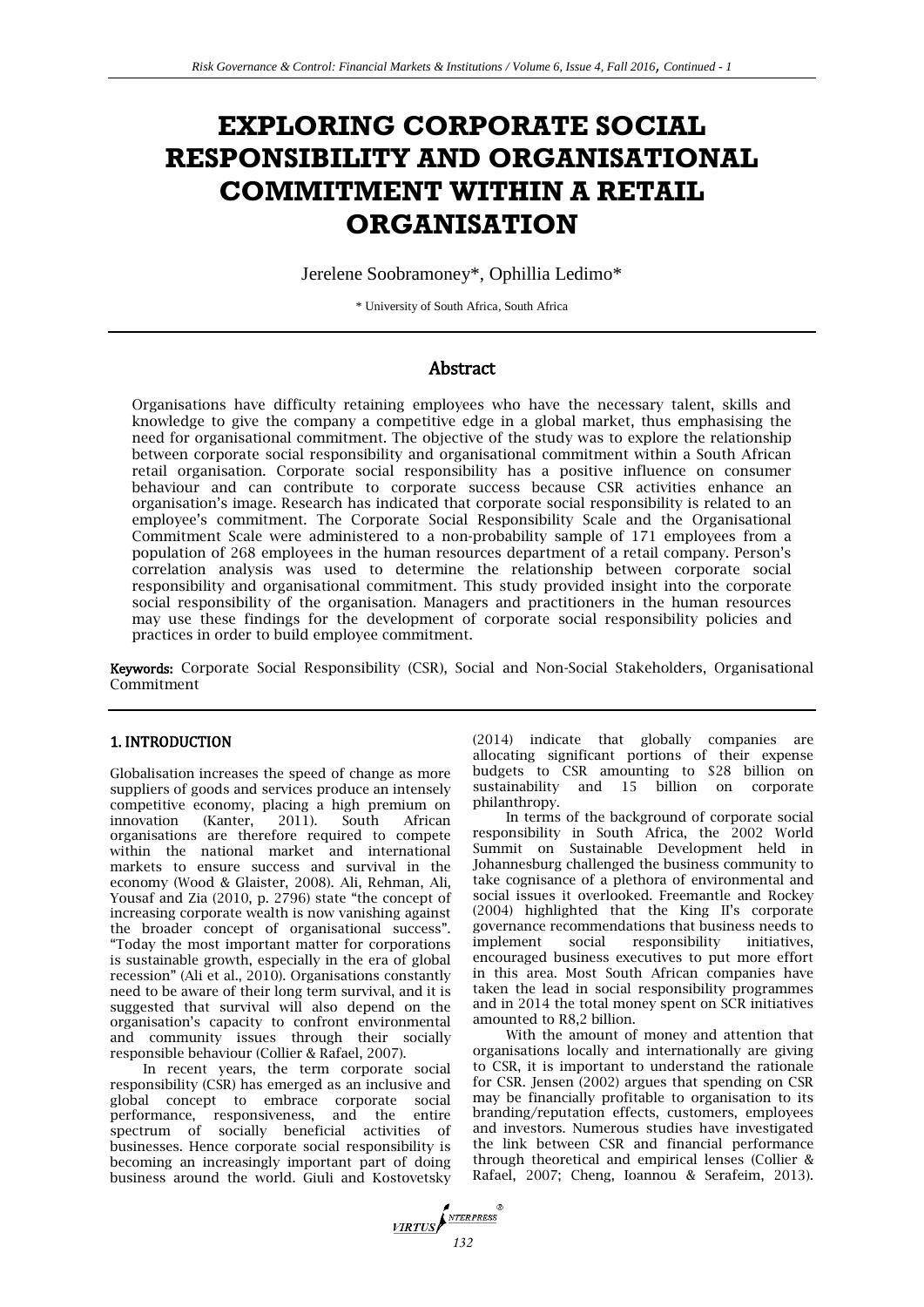# EXPLORING CORPORATE SOCIAL RESPONSIBILITY AND ORGANISATIONAL COMMITMENT WITHIN A RETAIL ORGANISATION

Jerelene Soobramoney*, Ophillia Ledimo*

\* University of South Africa, South Africa

## Abstract

Organisations have difficulty retaining employees who have the necessary talent, skills and knowledge to give the company a competitive edge in a global market, thus emphasising the need for organisational commitment. The objective of the study was to explore the relationship between corporate social responsibility and organisational commitment within a South African retail organisation. Corporate social responsibility has a positive influence on consumer behaviour and can contribute to corporate success because CSR activities enhance an organisation's image. Research has indicated that corporate social responsibility is related to an employee's commitment. The Corporate Social Responsibility Scale and the Organisational Commitment Scale were administered to a non-probability sample of 171 employees from a population of 268 employees in the human resources department of a retail company. Person's correlation analysis was used to determine the relationship between corporate social responsibility and organisational commitment. This study provided insight into the corporate social responsibility of the organisation. Managers and practitioners in the human resources may use these findings for the development of corporate social responsibility policies and practices in order to build employee commitment.

**Keywords:** Corporate Social Responsibility (CSR), Social and Non-Social Stakeholders, Organisational Commitment

## 1. INTRODUCTION

Globalisation increases the speed of change as more suppliers of goods and services produce an intensely competitive economy, placing a high premium on innovation (Kanter, 2011). South African organisations are therefore required to compete within the national market and international markets to ensure success and survival in the economy (Wood & Glaister, 2008). Ali, Rehman, Ali, Yousaf and Zia (2010, p. 2796) state "the concept of increasing corporate wealth is now vanishing against the broader concept of organisational success". "Today the most important matter for corporations is sustainable growth, especially in the era of global recession" (Ali et al., 2010). Organisations constantly need to be aware of their long term survival, and it is suggested that survival will also depend on the organisation's capacity to confront environmental and community issues through their socially responsible behaviour (Collier & Rafael, 2007).

In recent years, the term corporate social responsibility (CSR) has emerged as an inclusive and global concept to embrace corporate social performance, responsiveness, and the entire spectrum of socially beneficial activities of businesses. Hence corporate social responsibility is becoming an increasingly important part of doing business around the world. Giuli and Kostovetsky (2014) indicate that globally companies are allocating significant portions of their expense budgets to CSR amounting to $28 billion on sustainability and 15 billion on corporate philanthropy.

In terms of the background of corporate social responsibility in South Africa, the 2002 World Summit on Sustainable Development held in Johannesburg challenged the business community to take cognisance of a plethora of environmental and social issues it overlooked. Freemantle and Rockey (2004) highlighted that the King II's corporate governance recommendations that business needs to implement social responsibility initiatives, encouraged business executives to put more effort in this area. Most South African companies have taken the lead in social responsibility programmes and in 2014 the total money spent on SCR initiatives amounted to R8,2 billion.

With the amount of money and attention that organisations locally and internationally are giving to CSR, it is important to understand the rationale for CSR. Jensen (2002) argues that spending on CSR may be financially profitable to organisation to its branding/reputation effects, customers, employees and investors. Numerous studies have investigated the link between CSR and financial performance through theoretical and empirical lenses (Collier & Rafael, 2007; Cheng, Ioannou & Serafeim, 2013).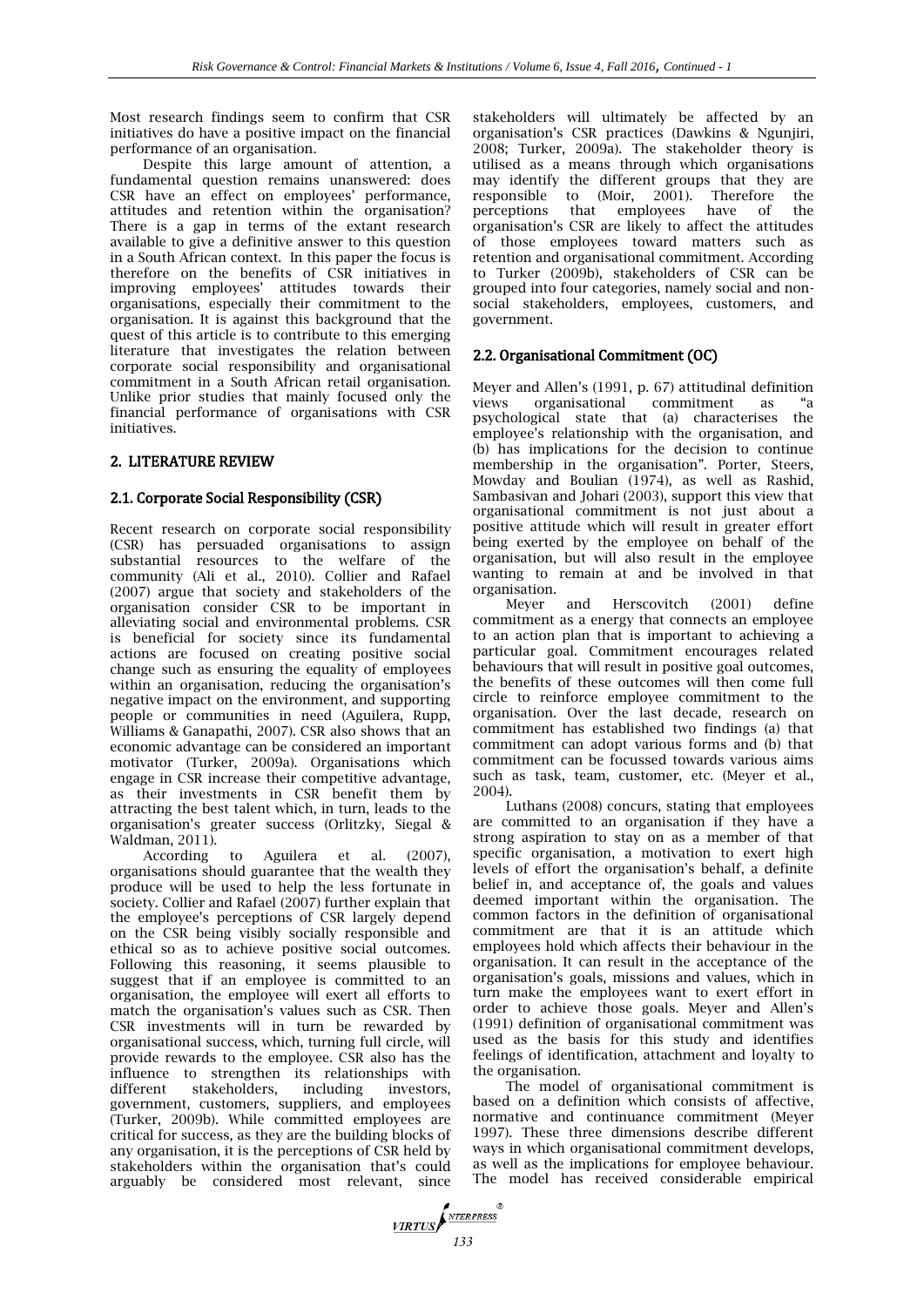Most research findings seem to confirm that CSR initiatives do have a positive impact on the financial performance of an organisation.

Despite this large amount of attention, a fundamental question remains unanswered: does CSR have an effect on employees' performance, attitudes and retention within the organisation? There is a gap in terms of the extant research available to give a definitive answer to this question in a South African context. In this paper the focus is therefore on the benefits of CSR initiatives in improving employees' attitudes towards their organisations, especially their commitment to the organisation. It is against this background that the quest of this article is to contribute to this emerging literature that investigates the relation between corporate social responsibility and organisational commitment in a South African retail organisation. Unlike prior studies that mainly focused only the financial performance of organisations with CSR initiatives.

## 2. LITERATURE REVIEW

### 2.1. Corporate Social Responsibility (CSR)

Recent research on corporate social responsibility (CSR) has persuaded organisations to assign substantial resources to the welfare of the community (Ali et al., 2010). Collier and Rafael (2007) argue that society and stakeholders of the organisation consider CSR to be important in alleviating social and environmental problems. CSR is beneficial for society since its fundamental actions are focused on creating positive social change such as ensuring the equality of employees within an organisation, reducing the organisation's negative impact on the environment, and supporting people or communities in need (Aguilera, Rupp, Williams & Ganapathi, 2007). CSR also shows that an economic advantage can be considered an important motivator (Turker, 2009a). Organisations which engage in CSR increase their competitive advantage, as their investments in CSR benefit them by attracting the best talent which, in turn, leads to the organisation's greater success (Orlitzky, Siegal & Waldman, 2011).

According to Aguilera et al. (2007), organisations should guarantee that the wealth they produce will be used to help the less fortunate in society. Collier and Rafael (2007) further explain that the employee's perceptions of CSR largely depend on the CSR being visibly socially responsible and ethical so as to achieve positive social outcomes. Following this reasoning, it seems plausible to suggest that if an employee is committed to an organisation, the employee will exert all efforts to match the organisation's values such as CSR. Then CSR investments will in turn be rewarded by organisational success, which, turning full circle, will provide rewards to the employee. CSR also has the influence to strengthen its relationships with different stakeholders, including investors, government, customers, suppliers, and employees (Turker, 2009b). While committed employees are critical for success, as they are the building blocks of any organisation, it is the perceptions of CSR held by stakeholders within the organisation that's could arguably be considered most relevant, since stakeholders will ultimately be affected by an organisation's CSR practices (Dawkins & Ngunjiri, 2008; Turker, 2009a). The stakeholder theory is utilised as a means through which organisations may identify the different groups that they are responsible to (Moir, 2001). Therefore the perceptions that employees have of the organisation's CSR are likely to affect the attitudes of those employees toward matters such as retention and organisational commitment. According to Turker (2009b), stakeholders of CSR can be grouped into four categories, namely social and non-social stakeholders, employees, customers, and government.

### 2.2. Organisational Commitment (OC)

Meyer and Allen's (1991, p. 67) attitudinal definition views organisational commitment as "a psychological state that (a) characterises the employee's relationship with the organisation, and (b) has implications for the decision to continue membership in the organisation". Porter, Steers, Mowday and Boulian (1974), as well as Rashid, Sambasivan and Johari (2003), support this view that organisational commitment is not just about a positive attitude which will result in greater effort being exerted by the employee on behalf of the organisation, but will also result in the employee wanting to remain at and be involved in that organisation.

Meyer and Herscovitch (2001) define commitment as a energy that connects an employee to an action plan that is important to achieving a particular goal. Commitment encourages related behaviours that will result in positive goal outcomes, the benefits of these outcomes will then come full circle to reinforce employee commitment to the organisation. Over the last decade, research on commitment has established two findings (a) that commitment can adopt various forms and (b) that commitment can be focussed towards various aims such as task, team, customer, etc. (Meyer et al., 2004).

Luthans (2008) concurs, stating that employees are committed to an organisation if they have a strong aspiration to stay on as a member of that specific organisation, a motivation to exert high levels of effort the organisation's behalf, a definite belief in, and acceptance of, the goals and values deemed important within the organisation. The common factors in the definition of organisational commitment are that it is an attitude which employees hold which affects their behaviour in the organisation. It can result in the acceptance of the organisation's goals, missions and values, which in turn make the employees want to exert effort in order to achieve those goals. Meyer and Allen's (1991) definition of organisational commitment was used as the basis for this study and identifies feelings of identification, attachment and loyalty to the organisation.

The model of organisational commitment is based on a definition which consists of affective, normative and continuance commitment (Meyer 1997). These three dimensions describe different ways in which organisational commitment develops, as well as the implications for employee behaviour. The model has received considerable empirical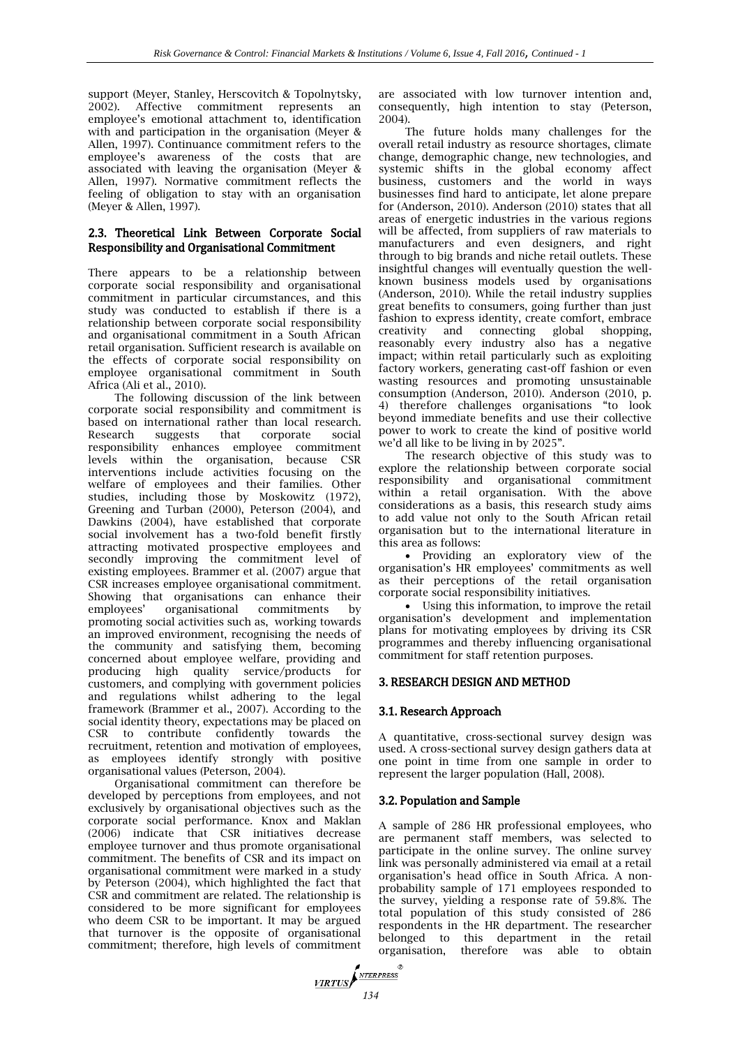support (Meyer, Stanley, Herscovitch & Topolnytsky, 2002). Affective commitment represents an employee's emotional attachment to, identification with and participation in the organisation (Meyer & Allen, 1997). Continuance commitment refers to the employee's awareness of the costs that are associated with leaving the organisation (Meyer & Allen, 1997). Normative commitment reflects the feeling of obligation to stay with an organisation (Meyer & Allen, 1997).

### 2.3. Theoretical Link Between Corporate Social Responsibility and Organisational Commitment

There appears to be a relationship between corporate social responsibility and organisational commitment in particular circumstances, and this study was conducted to establish if there is a relationship between corporate social responsibility and organisational commitment in a South African retail organisation. Sufficient research is available on the effects of corporate social responsibility on employee organisational commitment in South Africa (Ali et al., 2010).

The following discussion of the link between corporate social responsibility and commitment is based on international rather than local research. Research suggests that corporate social responsibility enhances employee commitment levels within the organisation, because CSR interventions include activities focusing on the welfare of employees and their families. Other studies, including those by Moskowitz (1972), Greening and Turban (2000), Peterson (2004), and Dawkins (2004), have established that corporate social involvement has a two-fold benefit firstly attracting motivated prospective employees and secondly improving the commitment level of existing employees. Brammer et al. (2007) argue that CSR increases employee organisational commitment. Showing that organisations can enhance their employees' organisational commitments by promoting social activities such as, working towards an improved environment, recognising the needs of the community and satisfying them, becoming concerned about employee welfare, providing and producing high quality service/products for customers, and complying with government policies and regulations whilst adhering to the legal framework (Brammer et al., 2007). According to the social identity theory, expectations may be placed on CSR to contribute confidently towards the recruitment, retention and motivation of employees, as employees identify strongly with positive organisational values (Peterson, 2004).

Organisational commitment can therefore be developed by perceptions from employees, and not exclusively by organisational objectives such as the corporate social performance. Knox and Maklan (2006) indicate that CSR initiatives decrease employee turnover and thus promote organisational commitment. The benefits of CSR and its impact on organisational commitment were marked in a study by Peterson (2004), which highlighted the fact that CSR and commitment are related. The relationship is considered to be more significant for employees who deem CSR to be important. It may be argued that turnover is the opposite of organisational commitment; therefore, high levels of commitment are associated with low turnover intention and, consequently, high intention to stay (Peterson, 2004).

The future holds many challenges for the overall retail industry as resource shortages, climate change, demographic change, new technologies, and systemic shifts in the global economy affect business, customers and the world in ways businesses find hard to anticipate, let alone prepare for (Anderson, 2010). Anderson (2010) states that all areas of energetic industries in the various regions will be affected, from suppliers of raw materials to manufacturers and even designers, and right through to big brands and niche retail outlets. These insightful changes will eventually question the well-known business models used by organisations (Anderson, 2010). While the retail industry supplies great benefits to consumers, going further than just fashion to express identity, create comfort, embrace creativity and connecting global shopping, reasonably every industry also has a negative impact; within retail particularly such as exploiting factory workers, generating cast-off fashion or even wasting resources and promoting unsustainable consumption (Anderson, 2010). Anderson (2010, p. 4) therefore challenges organisations "to look beyond immediate benefits and use their collective power to work to create the kind of positive world we'd all like to be living in by 2025".

The research objective of this study was to explore the relationship between corporate social responsibility and organisational commitment within a retail organisation. With the above considerations as a basis, this research study aims to add value not only to the South African retail organisation but to the international literature in this area as follows:

- Providing an exploratory view of the organisation's HR employees' commitments as well as their perceptions of the retail organisation corporate social responsibility initiatives.
- Using this information, to improve the retail organisation's development and implementation plans for motivating employees by driving its CSR programmes and thereby influencing organisational commitment for staff retention purposes.

## 3. RESEARCH DESIGN AND METHOD

### 3.1. Research Approach

A quantitative, cross-sectional survey design was used. A cross-sectional survey design gathers data at one point in time from one sample in order to represent the larger population (Hall, 2008).

### 3.2. Population and Sample

A sample of 286 HR professional employees, who are permanent staff members, was selected to participate in the online survey. The online survey link was personally administered via email at a retail organisation's head office in South Africa. A non-probability sample of 171 employees responded to the survey, yielding a response rate of 59.8%. The total population of this study consisted of 286 respondents in the HR department. The researcher belonged to this department in the retail organisation, therefore was able to obtain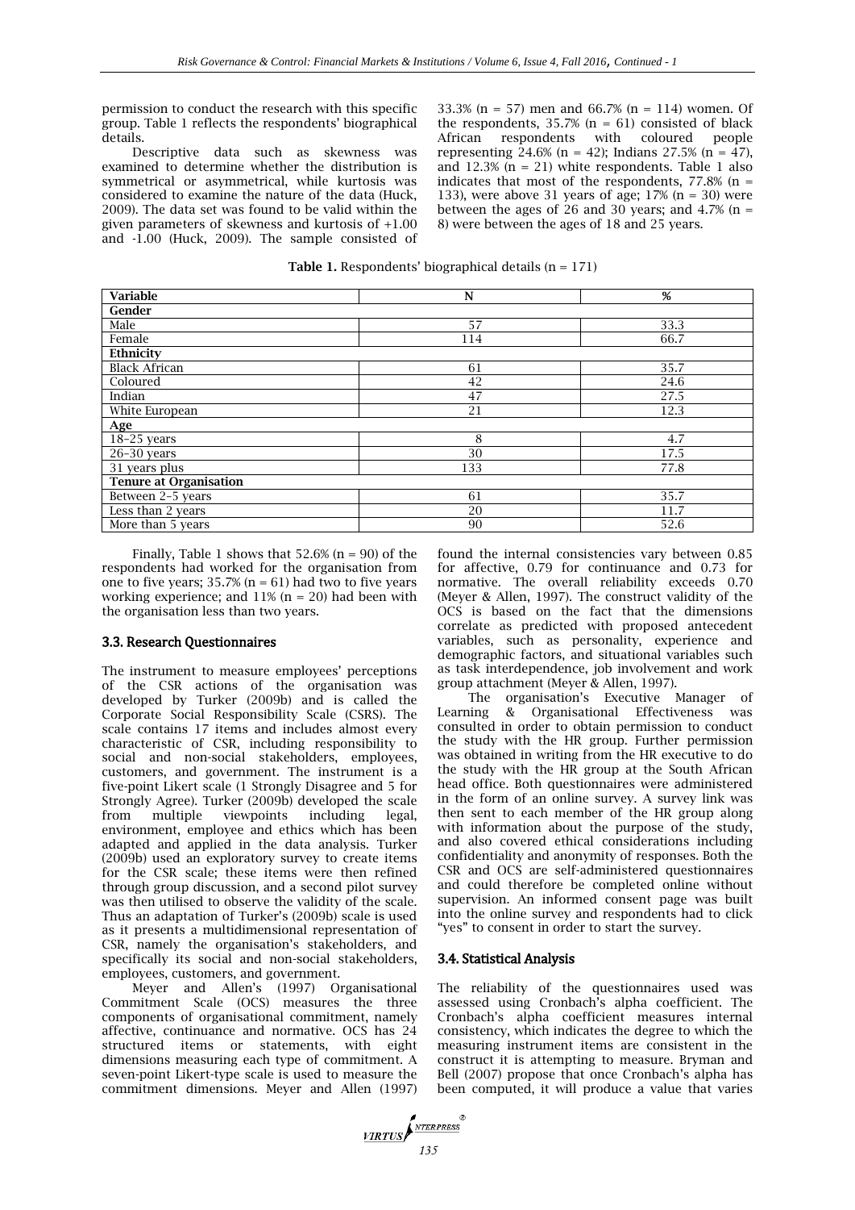permission to conduct the research with this specific group. Table 1 reflects the respondents' biographical details.

Descriptive data such as skewness was examined to determine whether the distribution is symmetrical or asymmetrical, while kurtosis was considered to examine the nature of the data (Huck, 2009). The data set was found to be valid within the given parameters of skewness and kurtosis of +1.00 and -1.00 (Huck, 2009). The sample consisted of 33.3% (n = 57) men and 66.7% (n = 114) women. Of the respondents, 35.7% (n = 61) consisted of black African respondents with coloured people representing 24.6% (n = 42); Indians 27.5% (n = 47), and 12.3% (n = 21) white respondents. Table 1 also indicates that most of the respondents, 77.8% (n = 133), were above 31 years of age; 17% (n = 30) were between the ages of 26 and 30 years; and 4.7% (n = 8) were between the ages of 18 and 25 years.

**Table 1.** Respondents' biographical details (n = 171)

| Variable | N | % |
|---|---|---|
| **Gender** | | |
| Male | 57 | 33.3 |
| Female | 114 | 66.7 |
| **Ethnicity** | | |
| Black African | 61 | 35.7 |
| Coloured | 42 | 24.6 |
| Indian | 47 | 27.5 |
| White European | 21 | 12.3 |
| **Age** | | |
| 18–25 years | 8 | 4.7 |
| 26–30 years | 30 | 17.5 |
| 31 years plus | 133 | 77.8 |
| **Tenure at Organisation** | | |
| Between 2–5 years | 61 | 35.7 |
| Less than 2 years | 20 | 11.7 |
| More than 5 years | 90 | 52.6 |

Finally, Table 1 shows that 52.6% (n = 90) of the respondents had worked for the organisation from one to five years; 35.7% (n = 61) had two to five years working experience; and 11% (n = 20) had been with the organisation less than two years.

### 3.3. Research Questionnaires

The instrument to measure employees' perceptions of the CSR actions of the organisation was developed by Turker (2009b) and is called the Corporate Social Responsibility Scale (CSRS). The scale contains 17 items and includes almost every characteristic of CSR, including responsibility to social and non-social stakeholders, employees, customers, and government. The instrument is a five-point Likert scale (1 Strongly Disagree and 5 for Strongly Agree). Turker (2009b) developed the scale from multiple viewpoints including legal, environment, employee and ethics which has been adapted and applied in the data analysis. Turker (2009b) used an exploratory survey to create items for the CSR scale; these items were then refined through group discussion, and a second pilot survey was then utilised to observe the validity of the scale. Thus an adaptation of Turker's (2009b) scale is used as it presents a multidimensional representation of CSR, namely the organisation's stakeholders, and specifically its social and non-social stakeholders, employees, customers, and government.

Meyer and Allen's (1997) Organisational Commitment Scale (OCS) measures the three components of organisational commitment, namely affective, continuance and normative. OCS has 24 structured items or statements, with eight dimensions measuring each type of commitment. A seven-point Likert-type scale is used to measure the commitment dimensions. Meyer and Allen (1997) found the internal consistencies vary between 0.85 for affective, 0.79 for continuance and 0.73 for normative. The overall reliability exceeds 0.70 (Meyer & Allen, 1997). The construct validity of the OCS is based on the fact that the dimensions correlate as predicted with proposed antecedent variables, such as personality, experience and demographic factors, and situational variables such as task interdependence, job involvement and work group attachment (Meyer & Allen, 1997).

The organisation's Executive Manager of Learning & Organisational Effectiveness was consulted in order to obtain permission to conduct the study with the HR group. Further permission was obtained in writing from the HR executive to do the study with the HR group at the South African head office. Both questionnaires were administered in the form of an online survey. A survey link was then sent to each member of the HR group along with information about the purpose of the study, and also covered ethical considerations including confidentiality and anonymity of responses. Both the CSR and OCS are self-administered questionnaires and could therefore be completed online without supervision. An informed consent page was built into the online survey and respondents had to click "yes" to consent in order to start the survey.

### 3.4. Statistical Analysis

The reliability of the questionnaires used was assessed using Cronbach's alpha coefficient. The Cronbach's alpha coefficient measures internal consistency, which indicates the degree to which the measuring instrument items are consistent in the construct it is attempting to measure. Bryman and Bell (2007) propose that once Cronbach's alpha has been computed, it will produce a value that varies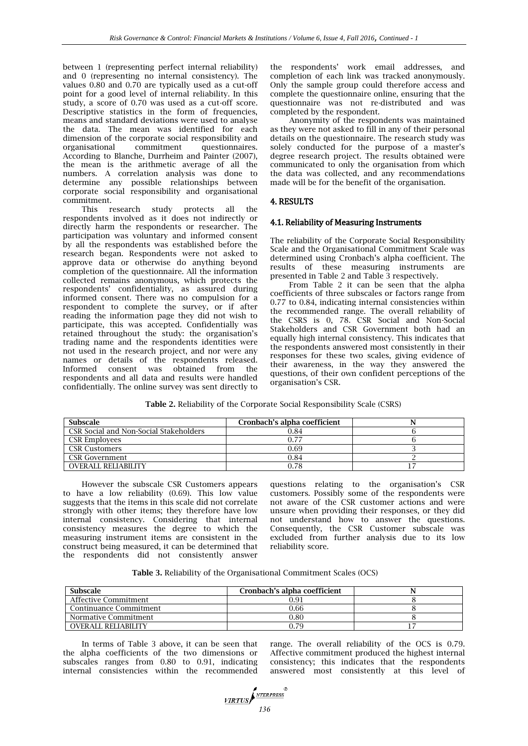between 1 (representing perfect internal reliability) and 0 (representing no internal consistency). The values 0.80 and 0.70 are typically used as a cut-off point for a good level of internal reliability. In this study, a score of 0.70 was used as a cut-off score. Descriptive statistics in the form of frequencies, means and standard deviations were used to analyse the data. The mean was identified for each dimension of the corporate social responsibility and organisational commitment questionnaires. According to Blanche, Durrheim and Painter (2007), the mean is the arithmetic average of all the numbers. A correlation analysis was done to determine any possible relationships between corporate social responsibility and organisational commitment.

This research study protects all the respondents involved as it does not indirectly or directly harm the respondents or researcher. The participation was voluntary and informed consent by all the respondents was established before the research began. Respondents were not asked to approve data or otherwise do anything beyond completion of the questionnaire. All the information collected remains anonymous, which protects the respondents' confidentiality, as assured during informed consent. There was no compulsion for a respondent to complete the survey, or if after reading the information page they did not wish to participate, this was accepted. Confidentially was retained throughout the study: the organisation's trading name and the respondents identities were not used in the research project, and nor were any names or details of the respondents released. Informed consent was obtained from the respondents and all data and results were handled confidentially. The online survey was sent directly to the respondents' work email addresses, and completion of each link was tracked anonymously. Only the sample group could therefore access and complete the questionnaire online, ensuring that the questionnaire was not re-distributed and was completed by the respondent.

Anonymity of the respondents was maintained as they were not asked to fill in any of their personal details on the questionnaire. The research study was solely conducted for the purpose of a master's degree research project. The results obtained were communicated to only the organisation from which the data was collected, and any recommendations made will be for the benefit of the organisation.

## 4. RESULTS

### 4.1. Reliability of Measuring Instruments

The reliability of the Corporate Social Responsibility Scale and the Organisational Commitment Scale was determined using Cronbach's alpha coefficient. The results of these measuring instruments are presented in Table 2 and Table 3 respectively.

From Table 2 it can be seen that the alpha coefficients of three subscales or factors range from 0.77 to 0.84, indicating internal consistencies within the recommended range. The overall reliability of the CSRS is 0, 78. CSR Social and Non-Social Stakeholders and CSR Government both had an equally high internal consistency. This indicates that the respondents answered most consistently in their responses for these two scales, giving evidence of their awareness, in the way they answered the questions, of their own confident perceptions of the organisation's CSR.

**Table 2.** Reliability of the Corporate Social Responsibility Scale (CSRS)

| Subscale | Cronbach's alpha coefficient | N |
|---|---|---|
| CSR Social and Non-Social Stakeholders | 0.84 | 6 |
| CSR Employees | 0.77 | 6 |
| CSR Customers | 0.69 | 3 |
| CSR Government | 0.84 | 2 |
| OVERALL RELIABILITY | 0.78 | 17 |

However the subscale CSR Customers appears to have a low reliability (0.69). This low value suggests that the items in this scale did not correlate strongly with other items; they therefore have low internal consistency. Considering that internal consistency measures the degree to which the measuring instrument items are consistent in the construct being measured, it can be determined that the respondents did not consistently answer questions relating to the organisation's CSR customers. Possibly some of the respondents were not aware of the CSR customer actions and were unsure when providing their responses, or they did not understand how to answer the questions. Consequently, the CSR Customer subscale was excluded from further analysis due to its low reliability score.

**Table 3.** Reliability of the Organisational Commitment Scales (OCS)

| Subscale | Cronbach's alpha coefficient | N |
|---|---|---|
| Affective Commitment | 0.91 | 8 |
| Continuance Commitment | 0.66 | 8 |
| Normative Commitment | 0.80 | 8 |
| OVERALL RELIABILITY | 0.79 | 17 |

In terms of Table 3 above, it can be seen that the alpha coefficients of the two dimensions or subscales ranges from 0.80 to 0.91, indicating internal consistencies within the recommended range. The overall reliability of the OCS is 0.79. Affective commitment produced the highest internal consistency; this indicates that the respondents answered most consistently at this level of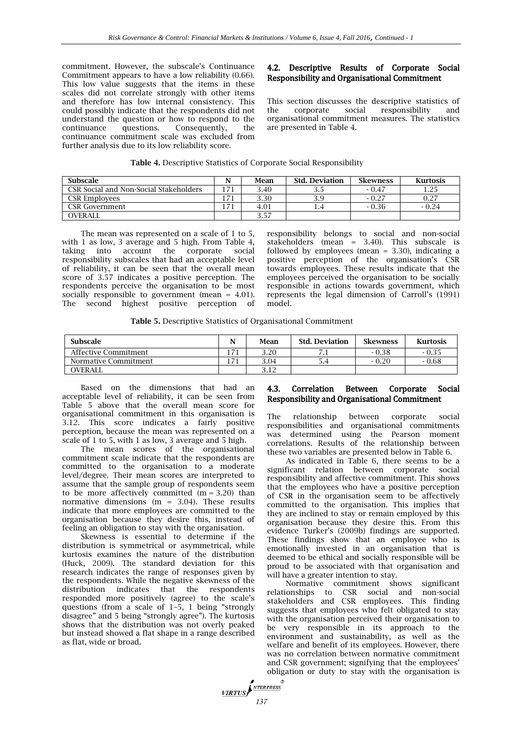commitment. However, the subscale's Continuance Commitment appears to have a low reliability (0.66). This low value suggests that the items in these scales did not correlate strongly with other items and therefore has low internal consistency. This could possibly indicate that the respondents did not understand the question or how to respond to the continuance questions. Consequently, the continuance commitment scale was excluded from further analysis due to its low reliability score.

### 4.2. Descriptive Results of Corporate Social Responsibility and Organisational Commitment

This section discusses the descriptive statistics of the corporate social responsibility and organisational commitment measures. The statistics are presented in Table 4.

**Table 4.** Descriptive Statistics of Corporate Social Responsibility

| Subscale | N | Mean | Std. Deviation | Skewness | Kurtosis |
|---|---|---|---|---|---|
| CSR Social and Non-Social Stakeholders | 171 | 3.40 | 3.5 | - 0.47 | 1.25 |
| CSR Employees | 171 | 3.30 | 3.9 | - 0.27 | 0.27 |
| CSR Government | 171 | 4.01 | 1.4 | - 0.36 | - 0.24 |
| OVERALL | | 3.57 | | | |

The mean was represented on a scale of 1 to 5, with 1 as low, 3 average and 5 high. From Table 4, taking into account the corporate social responsibility subscales that had an acceptable level of reliability, it can be seen that the overall mean score of 3.57 indicates a positive perception. The respondents perceive the organisation to be most socially responsible to government (mean = 4.01). The second highest positive perception of responsibility belongs to social and non-social stakeholders (mean = 3.40). This subscale is followed by employees (mean = 3.30), indicating a positive perception of the organisation's CSR towards employees. These results indicate that the employees perceived the organisation to be socially responsible in actions towards government, which represents the legal dimension of Carroll's (1991) model.

**Table 5.** Descriptive Statistics of Organisational Commitment

| Subscale | N | Mean | Std. Deviation | Skewness | Kurtosis |
|---|---|---|---|---|---|
| Affective Commitment | 171 | 3.20 | 7.1 | - 0.38 | - 0.35 |
| Normative Commitment | 171 | 3.04 | 5.4 | - 0.20 | - 0.68 |
| OVERALL | | 3.12 | | | |

Based on the dimensions that had an acceptable level of reliability, it can be seen from Table 5 above that the overall mean score for organisational commitment in this organisation is 3.12. This score indicates a fairly positive perception, because the mean was represented on a scale of 1 to 5, with 1 as low, 3 average and 5 high.

The mean scores of the organisational commitment scale indicate that the respondents are committed to the organisation to a moderate level/degree. Their mean scores are interpreted to assume that the sample group of respondents seem to be more affectively committed (m = 3.20) than normative dimensions (m = 3.04). These results indicate that more employees are committed to the organisation because they desire this, instead of feeling an obligation to stay with the organisation.

Skewness is essential to determine if the distribution is symmetrical or asymmetrical, while kurtosis examines the nature of the distribution (Huck, 2009). The standard deviation for this research indicates the range of responses given by the respondents. While the negative skewness of the distribution indicates that the respondents responded more positively (agree) to the scale's questions (from a scale of 1–5, 1 being "strongly disagree" and 5 being "strongly agree"). The kurtosis shows that the distribution was not overly peaked but instead showed a flat shape in a range described as flat, wide or broad.

### 4.3. Correlation Between Corporate Social Responsibility and Organisational Commitment

The relationship between corporate social responsibilities and organisational commitments was determined using the Pearson moment correlations. Results of the relationship between these two variables are presented below in Table 6.

As indicated in Table 6, there seems to be a significant relation between corporate social responsibility and affective commitment. This shows that the employees who have a positive perception of CSR in the organisation seem to be affectively committed to the organisation. This implies that they are inclined to stay or remain employed by this organisation because they desire this. From this evidence Turker's (2009b) findings are supported. These findings show that an employee who is emotionally invested in an organisation that is deemed to be ethical and socially responsible will be proud to be associated with that organisation and will have a greater intention to stay.

Normative commitment shows significant relationships to CSR social and non-social stakeholders and CSR employees. This finding suggests that employees who felt obligated to stay with the organisation perceived their organisation to be very responsible in its approach to the environment and sustainability, as well as the welfare and benefit of its employees. However, there was no correlation between normative commitment and CSR government; signifying that the employees' obligation or duty to stay with the organisation is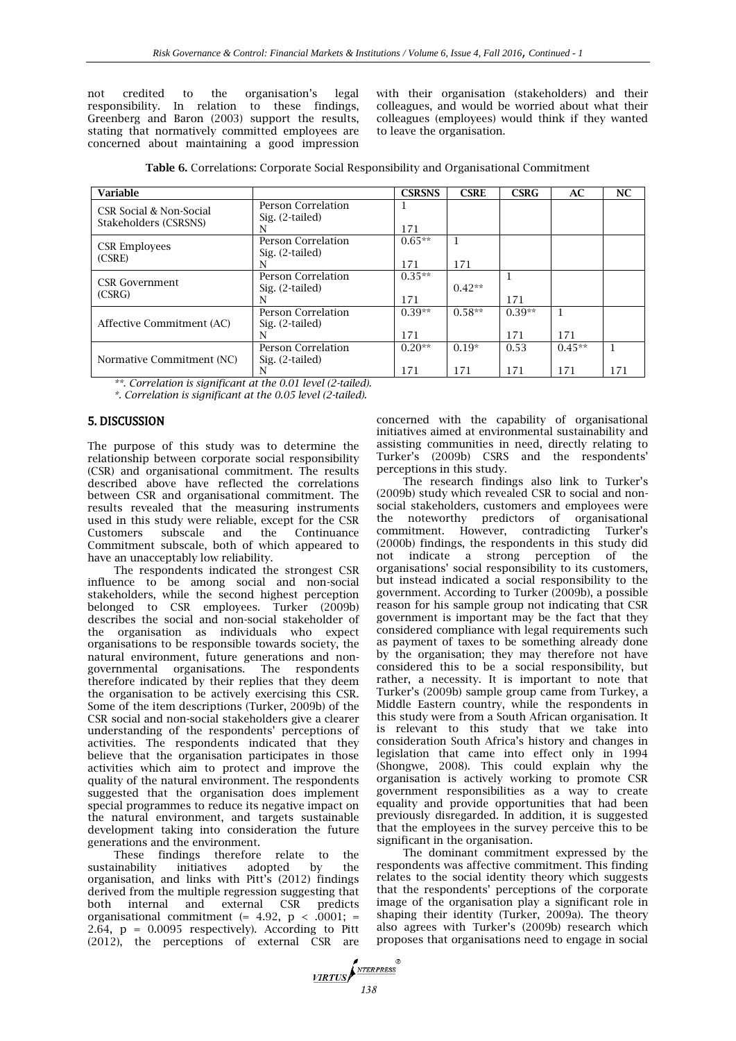not credited to the organisation's legal responsibility. In relation to these findings, Greenberg and Baron (2003) support the results, stating that normatively committed employees are concerned about maintaining a good impression with their organisation (stakeholders) and their colleagues, and would be worried about what their colleagues (employees) would think if they wanted to leave the organisation.

**Table 6.** Correlations: Corporate Social Responsibility and Organisational Commitment

| Variable | | CSRSNS | CSRE | CSRG | AC | NC |
|---|---|---|---|---|---|---|
| CSR Social & Non-Social Stakeholders (CSRSNS) | Person Correlation<br>Sig. (2-tailed)<br>N | 1<br><br>171 | | | | |
| CSR Employees (CSRE) | Person Correlation<br>Sig. (2-tailed)<br>N | 0.65**<br><br>171 | 1<br><br>171 | | | |
| CSR Government (CSRG) | Person Correlation<br>Sig. (2-tailed)<br>N | 0.35**<br><br>171 | <br>0.42**<br>171 | 1<br><br>171 | | |
| Affective Commitment (AC) | Person Correlation<br>Sig. (2-tailed)<br>N | 0.39**<br><br>171 | 0.58**<br><br>171 | 0.39**<br><br>171 | 1<br><br>171 | |
| Normative Commitment (NC) | Person Correlation<br>Sig. (2-tailed)<br>N | 0.20**<br><br>171 | 0.19*<br><br>171 | 0.53<br><br>171 | 0.45**<br><br>171 | 1<br><br>171 |

*\*\*. Correlation is significant at the 0.01 level (2-tailed).*

*\*. Correlation is significant at the 0.05 level (2-tailed).*

## 5. DISCUSSION

The purpose of this study was to determine the relationship between corporate social responsibility (CSR) and organisational commitment. The results described above have reflected the correlations between CSR and organisational commitment. The results revealed that the measuring instruments used in this study were reliable, except for the CSR Customers subscale and the Continuance Commitment subscale, both of which appeared to have an unacceptably low reliability.

The respondents indicated the strongest CSR influence to be among social and non-social stakeholders, while the second highest perception belonged to CSR employees. Turker (2009b) describes the social and non-social stakeholder of the organisation as individuals who expect organisations to be responsible towards society, the natural environment, future generations and non-governmental organisations. The respondents therefore indicated by their replies that they deem the organisation to be actively exercising this CSR. Some of the item descriptions (Turker, 2009b) of the CSR social and non-social stakeholders give a clearer understanding of the respondents' perceptions of activities. The respondents indicated that they believe that the organisation participates in those activities which aim to protect and improve the quality of the natural environment. The respondents suggested that the organisation does implement special programmes to reduce its negative impact on the natural environment, and targets sustainable development taking into consideration the future generations and the environment.

These findings therefore relate to the sustainability initiatives adopted by the organisation, and links with Pitt's (2012) findings derived from the multiple regression suggesting that both internal and external CSR predicts organisational commitment (= 4.92, $p < .0001$; = 2.64, $p = 0.0095$ respectively). According to Pitt (2012), the perceptions of external CSR are concerned with the capability of organisational initiatives aimed at environmental sustainability and assisting communities in need, directly relating to Turker's (2009b) CSRS and the respondents' perceptions in this study.

The research findings also link to Turker's (2009b) study which revealed CSR to social and non-social stakeholders, customers and employees were the noteworthy predictors of organisational commitment. However, contradicting Turker's (2000b) findings, the respondents in this study did not indicate a strong perception of the organisations' social responsibility to its customers, but instead indicated a social responsibility to the government. According to Turker (2009b), a possible reason for his sample group not indicating that CSR government is important may be the fact that they considered compliance with legal requirements such as payment of taxes to be something already done by the organisation; they may therefore not have considered this to be a social responsibility, but rather, a necessity. It is important to note that Turker's (2009b) sample group came from Turkey, a Middle Eastern country, while the respondents in this study were from a South African organisation. It is relevant to this study that we take into consideration South Africa's history and changes in legislation that came into effect only in 1994 (Shongwe, 2008). This could explain why the organisation is actively working to promote CSR government responsibilities as a way to create equality and provide opportunities that had been previously disregarded. In addition, it is suggested that the employees in the survey perceive this to be significant in the organisation.

The dominant commitment expressed by the respondents was affective commitment. This finding relates to the social identity theory which suggests that the respondents' perceptions of the corporate image of the organisation play a significant role in shaping their identity (Turker, 2009a). The theory also agrees with Turker's (2009b) research which proposes that organisations need to engage in social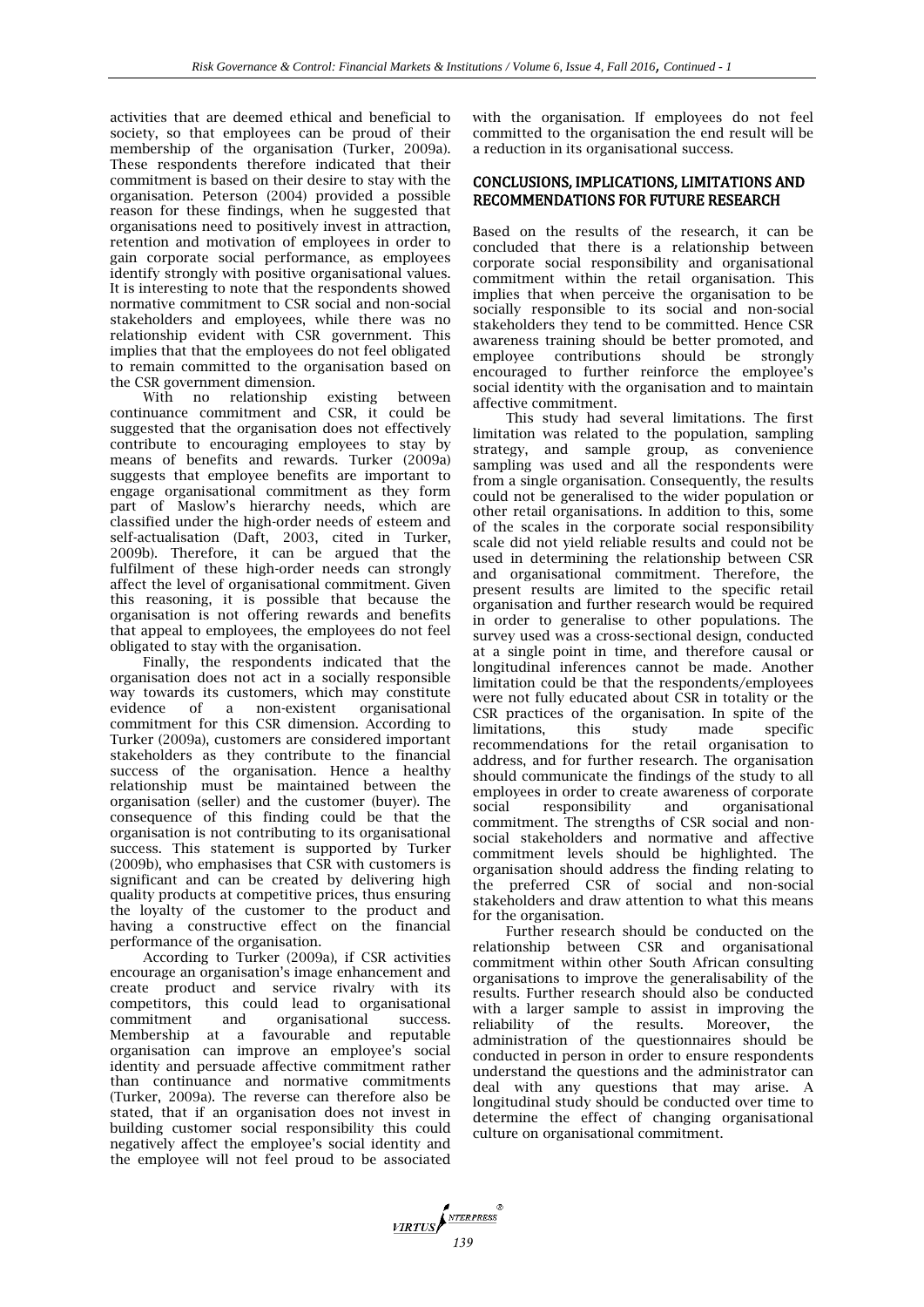activities that are deemed ethical and beneficial to society, so that employees can be proud of their membership of the organisation (Turker, 2009a). These respondents therefore indicated that their commitment is based on their desire to stay with the organisation. Peterson (2004) provided a possible reason for these findings, when he suggested that organisations need to positively invest in attraction, retention and motivation of employees in order to gain corporate social performance, as employees identify strongly with positive organisational values. It is interesting to note that the respondents showed normative commitment to CSR social and non-social stakeholders and employees, while there was no relationship evident with CSR government. This implies that that the employees do not feel obligated to remain committed to the organisation based on the CSR government dimension.

With no relationship existing between continuance commitment and CSR, it could be suggested that the organisation does not effectively contribute to encouraging employees to stay by means of benefits and rewards. Turker (2009a) suggests that employee benefits are important to engage organisational commitment as they form part of Maslow's hierarchy needs, which are classified under the high-order needs of esteem and self-actualisation (Daft, 2003, cited in Turker, 2009b). Therefore, it can be argued that the fulfilment of these high-order needs can strongly affect the level of organisational commitment. Given this reasoning, it is possible that because the organisation is not offering rewards and benefits that appeal to employees, the employees do not feel obligated to stay with the organisation.

Finally, the respondents indicated that the organisation does not act in a socially responsible way towards its customers, which may constitute evidence of a non-existent organisational commitment for this CSR dimension. According to Turker (2009a), customers are considered important stakeholders as they contribute to the financial success of the organisation. Hence a healthy relationship must be maintained between the organisation (seller) and the customer (buyer). The consequence of this finding could be that the organisation is not contributing to its organisational success. This statement is supported by Turker (2009b), who emphasises that CSR with customers is significant and can be created by delivering high quality products at competitive prices, thus ensuring the loyalty of the customer to the product and having a constructive effect on the financial performance of the organisation.

According to Turker (2009a), if CSR activities encourage an organisation's image enhancement and create product and service rivalry with its competitors, this could lead to organisational commitment and organisational success. Membership at a favourable and reputable organisation can improve an employee's social identity and persuade affective commitment rather than continuance and normative commitments (Turker, 2009a). The reverse can therefore also be stated, that if an organisation does not invest in building customer social responsibility this could negatively affect the employee's social identity and the employee will not feel proud to be associated with the organisation. If employees do not feel committed to the organisation the end result will be a reduction in its organisational success.

## CONCLUSIONS, IMPLICATIONS, LIMITATIONS AND RECOMMENDATIONS FOR FUTURE RESEARCH

Based on the results of the research, it can be concluded that there is a relationship between corporate social responsibility and organisational commitment within the retail organisation. This implies that when perceive the organisation to be socially responsible to its social and non-social stakeholders they tend to be committed. Hence CSR awareness training should be better promoted, and employee contributions should be strongly encouraged to further reinforce the employee's social identity with the organisation and to maintain affective commitment.

This study had several limitations. The first limitation was related to the population, sampling strategy, and sample group, as convenience sampling was used and all the respondents were from a single organisation. Consequently, the results could not be generalised to the wider population or other retail organisations. In addition to this, some of the scales in the corporate social responsibility scale did not yield reliable results and could not be used in determining the relationship between CSR and organisational commitment. Therefore, the present results are limited to the specific retail organisation and further research would be required in order to generalise to other populations. The survey used was a cross-sectional design, conducted at a single point in time, and therefore causal or longitudinal inferences cannot be made. Another limitation could be that the respondents/employees were not fully educated about CSR in totality or the CSR practices of the organisation. In spite of the limitations, this study made specific recommendations for the retail organisation to address, and for further research. The organisation should communicate the findings of the study to all employees in order to create awareness of corporate social responsibility and organisational commitment. The strengths of CSR social and non-social stakeholders and normative and affective commitment levels should be highlighted. The organisation should address the finding relating to the preferred CSR of social and non-social stakeholders and draw attention to what this means for the organisation.

Further research should be conducted on the relationship between CSR and organisational commitment within other South African consulting organisations to improve the generalisability of the results. Further research should also be conducted with a larger sample to assist in improving the reliability of the results. Moreover, the administration of the questionnaires should be conducted in person in order to ensure respondents understand the questions and the administrator can deal with any questions that may arise. A longitudinal study should be conducted over time to determine the effect of changing organisational culture on organisational commitment.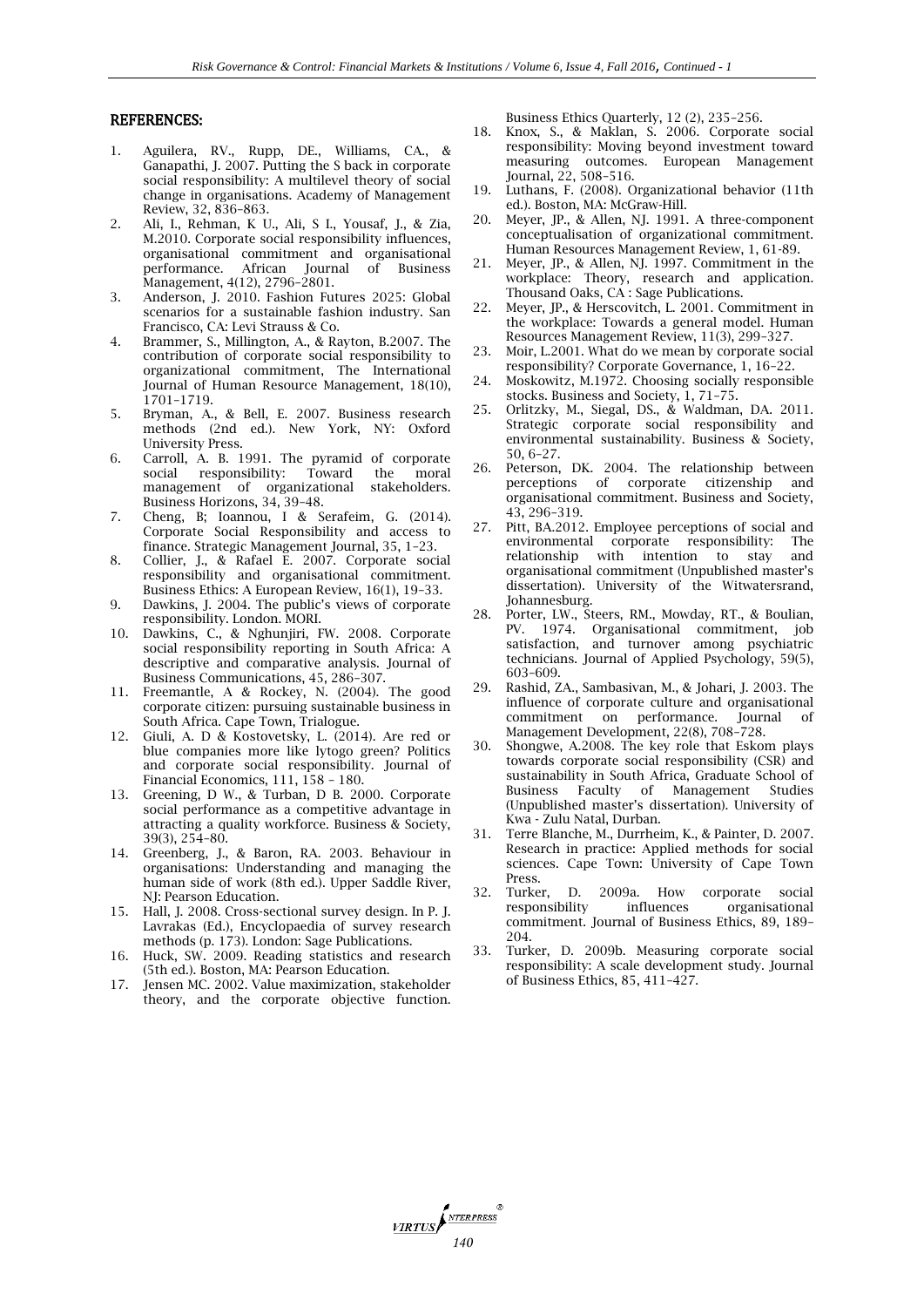## REFERENCES:

1. Aguilera, RV., Rupp, DE., Williams, CA., & Ganapathi, J. 2007. Putting the S back in corporate social responsibility: A multilevel theory of social change in organisations. Academy of Management Review, 32, 836–863.
2. Ali, I., Rehman, K U., Ali, S I., Yousaf, J., & Zia, M.2010. Corporate social responsibility influences, organisational commitment and organisational performance. African Journal of Business Management, 4(12), 2796–2801.
3. Anderson, J. 2010. Fashion Futures 2025: Global scenarios for a sustainable fashion industry. San Francisco, CA: Levi Strauss & Co.
4. Brammer, S., Millington, A., & Rayton, B.2007. The contribution of corporate social responsibility to organizational commitment, The International Journal of Human Resource Management, 18(10), 1701–1719.
5. Bryman, A., & Bell, E. 2007. Business research methods (2nd ed.). New York, NY: Oxford University Press.
6. Carroll, A. B. 1991. The pyramid of corporate social responsibility: Toward the moral management of organizational stakeholders. Business Horizons, 34, 39–48.
7. Cheng, B; Ioannou, I & Serafeim, G. (2014). Corporate Social Responsibility and access to finance. Strategic Management Journal, 35, 1–23.
8. Collier, J., & Rafael E. 2007. Corporate social responsibility and organisational commitment. Business Ethics: A European Review, 16(1), 19–33.
9. Dawkins, J. 2004. The public's views of corporate responsibility. London. MORI.
10. Dawkins, C., & Nghunjiri, FW. 2008. Corporate social responsibility reporting in South Africa: A descriptive and comparative analysis. Journal of Business Communications, 45, 286–307.
11. Freemantle, A & Rockey, N. (2004). The good corporate citizen: pursuing sustainable business in South Africa. Cape Town, Trialogue.
12. Giuli, A. D & Kostovetsky, L. (2014). Are red or blue companies more like lytogo green? Politics and corporate social responsibility. Journal of Financial Economics, 111, 158 – 180.
13. Greening, D W., & Turban, D B. 2000. Corporate social performance as a competitive advantage in attracting a quality workforce. Business & Society, 39(3), 254–80.
14. Greenberg, J., & Baron, RA. 2003. Behaviour in organisations: Understanding and managing the human side of work (8th ed.). Upper Saddle River, NJ: Pearson Education.
15. Hall, J. 2008. Cross-sectional survey design. In P. J. Lavrakas (Ed.), Encyclopaedia of survey research methods (p. 173). London: Sage Publications.
16. Huck, SW. 2009. Reading statistics and research (5th ed.). Boston, MA: Pearson Education.
17. Jensen MC. 2002. Value maximization, stakeholder theory, and the corporate objective function. Business Ethics Quarterly, 12 (2), 235–256.
18. Knox, S., & Maklan, S. 2006. Corporate social responsibility: Moving beyond investment toward measuring outcomes. European Management Journal, 22, 508–516.
19. Luthans, F. (2008). Organizational behavior (11th ed.). Boston, MA: McGraw-Hill.
20. Meyer, JP., & Allen, NJ. 1991. A three-component conceptualisation of organizational commitment. Human Resources Management Review, 1, 61-89.
21. Meyer, JP., & Allen, NJ. 1997. Commitment in the workplace: Theory, research and application. Thousand Oaks, CA : Sage Publications.
22. Meyer, JP., & Herscovitch, L. 2001. Commitment in the workplace: Towards a general model. Human Resources Management Review, 11(3), 299–327.
23. Moir, L.2001. What do we mean by corporate social responsibility? Corporate Governance, 1, 16–22.
24. Moskowitz, M.1972. Choosing socially responsible stocks. Business and Society, 1, 71–75.
25. Orlitzky, M., Siegal, DS., & Waldman, DA. 2011. Strategic corporate social responsibility and environmental sustainability. Business & Society, 50, 6–27.
26. Peterson, DK. 2004. The relationship between perceptions of corporate citizenship and organisational commitment. Business and Society, 43, 296–319.
27. Pitt, BA.2012. Employee perceptions of social and environmental corporate responsibility: The relationship with intention to stay and organisational commitment (Unpublished master's dissertation). University of the Witwatersrand, Johannesburg.
28. Porter, LW., Steers, RM., Mowday, RT., & Boulian, PV. 1974. Organisational commitment, job satisfaction, and turnover among psychiatric technicians. Journal of Applied Psychology, 59(5), 603–609.
29. Rashid, ZA., Sambasivan, M., & Johari, J. 2003. The influence of corporate culture and organisational commitment on performance. Journal of Management Development, 22(8), 708–728.
30. Shongwe, A.2008. The key role that Eskom plays towards corporate social responsibility (CSR) and sustainability in South Africa, Graduate School of Business Faculty of Management Studies (Unpublished master's dissertation). University of Kwa - Zulu Natal, Durban.
31. Terre Blanche, M., Durrheim, K., & Painter, D. 2007. Research in practice: Applied methods for social sciences. Cape Town: University of Cape Town Press.
32. Turker, D. 2009a. How corporate social responsibility influences organisational commitment. Journal of Business Ethics, 89, 189–204.
33. Turker, D. 2009b. Measuring corporate social responsibility: A scale development study. Journal of Business Ethics, 85, 411–427.